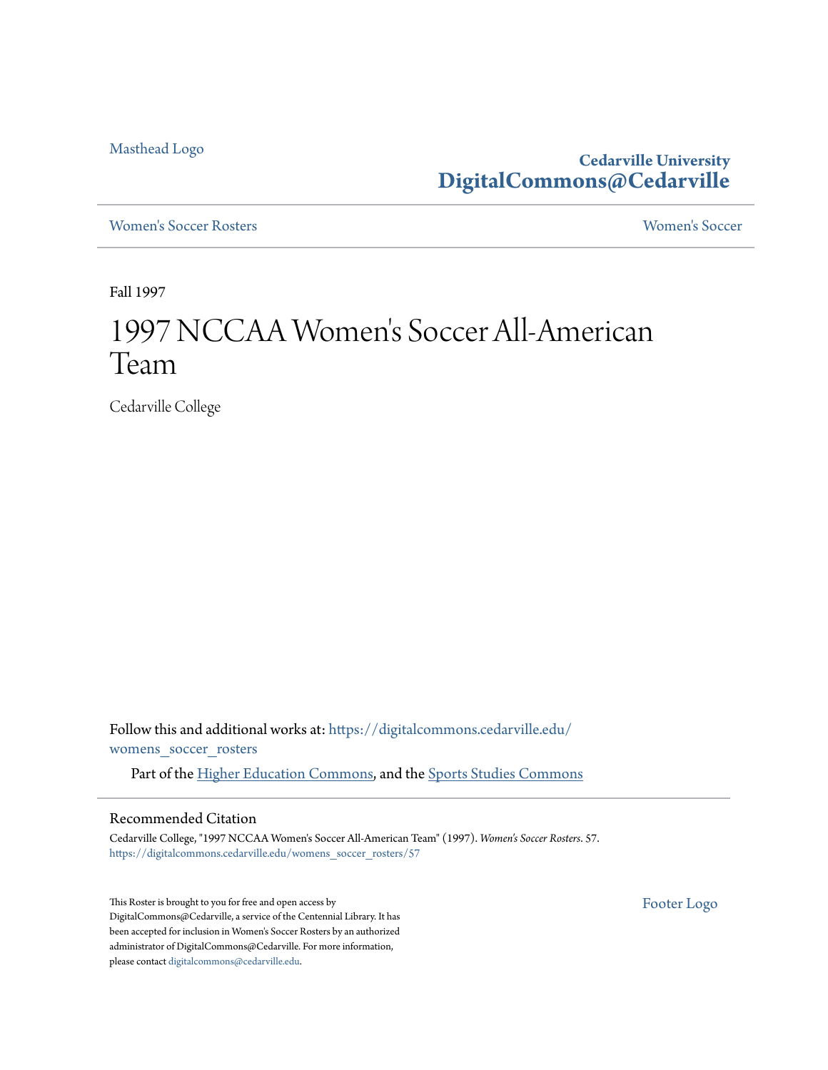Masthead Logo

**Cedarville University**
**DigitalCommons@Cedarville**

Women's Soccer Rosters | Women's Soccer

Fall 1997

# 1997 NCCAA Women's Soccer All-American Team

Cedarville College

Follow this and additional works at: https://digitalcommons.cedarville.edu/womens_soccer_rosters

Part of the Higher Education Commons, and the Sports Studies Commons

## Recommended Citation

Cedarville College, "1997 NCCAA Women's Soccer All-American Team" (1997). *Women's Soccer Rosters*. 57.
https://digitalcommons.cedarville.edu/womens_soccer_rosters/57

This Roster is brought to you for free and open access by DigitalCommons@Cedarville, a service of the Centennial Library. It has been accepted for inclusion in Women's Soccer Rosters by an authorized administrator of DigitalCommons@Cedarville. For more information, please contact digitalcommons@cedarville.edu.

Footer Logo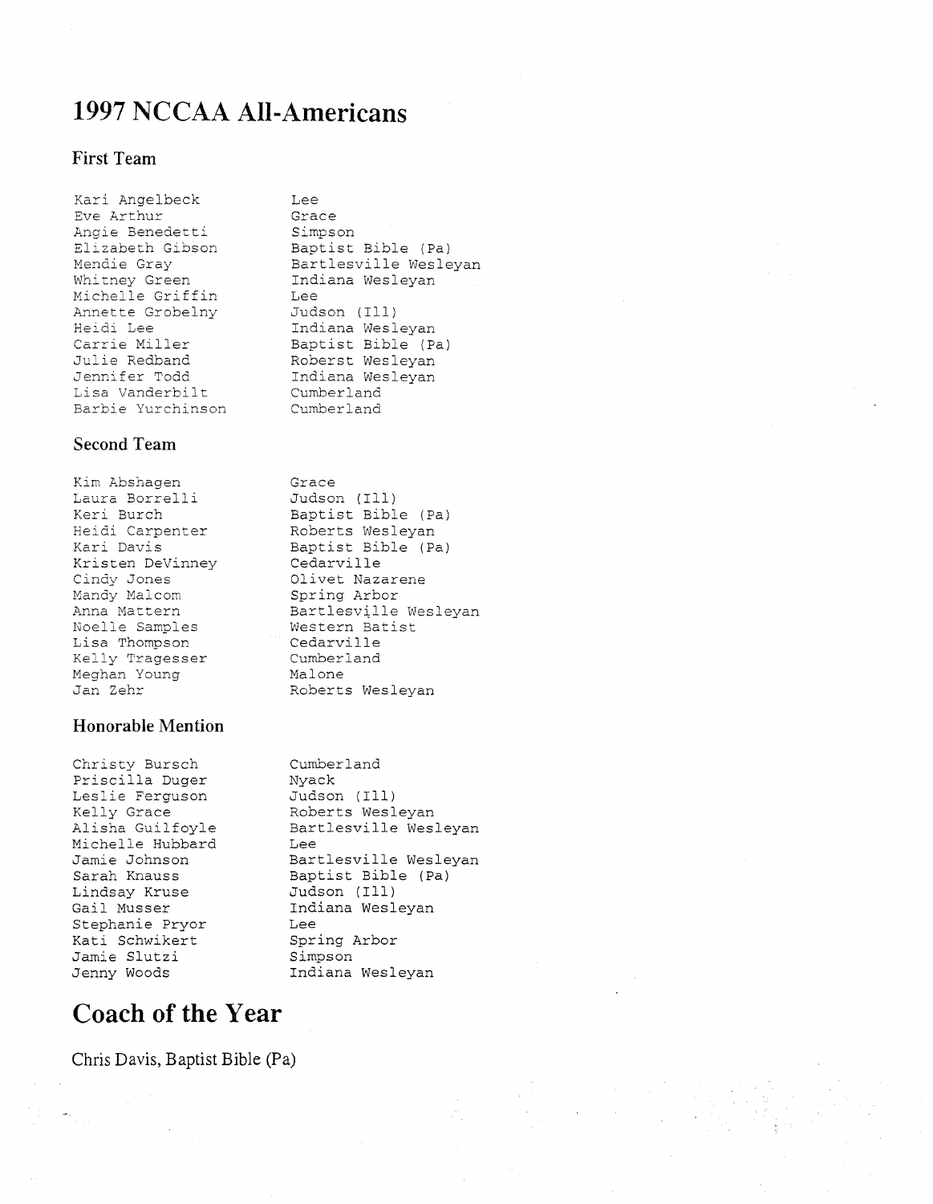# 1997 NCCAA All-Americans

## First Team

| | |
|---|---|
| Kari Angelbeck | Lee |
| Eve Arthur | Grace |
| Angie Benedetti | Simpson |
| Elizabeth Gibson | Baptist Bible (Pa) |
| Mendie Gray | Bartlesville Wesleyan |
| Whitney Green | Indiana Wesleyan |
| Michelle Griffin | Lee |
| Annette Grobelny | Judson (Ill) |
| Heidi Lee | Indiana Wesleyan |
| Carrie Miller | Baptist Bible (Pa) |
| Julie Redband | Roberst Wesleyan |
| Jennifer Todd | Indiana Wesleyan |
| Lisa Vanderbilt | Cumberland |
| Barbie Yurchinson | Cumberland |

## Second Team

| | |
|---|---|
| Kim Abshagen | Grace |
| Laura Borrelli | Judson (Ill) |
| Keri Burch | Baptist Bible (Pa) |
| Heidi Carpenter | Roberts Wesleyan |
| Kari Davis | Baptist Bible (Pa) |
| Kristen DeVinney | Cedarville |
| Cindy Jones | Olivet Nazarene |
| Mandy Malcom | Spring Arbor |
| Anna Mattern | Bartlesville Wesleyan |
| Noelle Samples | Western Batist |
| Lisa Thompson | Cedarville |
| Kelly Tragesser | Cumberland |
| Meghan Young | Malone |
| Jan Zehr | Roberts Wesleyan |

## Honorable Mention

| | |
|---|---|
| Christy Bursch | Cumberland |
| Priscilla Duger | Nyack |
| Leslie Ferguson | Judson (Ill) |
| Kelly Grace | Roberts Wesleyan |
| Alisha Guilfoyle | Bartlesville Wesleyan |
| Michelle Hubbard | Lee |
| Jamie Johnson | Bartlesville Wesleyan |
| Sarah Knauss | Baptist Bible (Pa) |
| Lindsay Kruse | Judson (Ill) |
| Gail Musser | Indiana Wesleyan |
| Stephanie Pryor | Lee |
| Kati Schwikert | Spring Arbor |
| Jamie Slutzi | Simpson |
| Jenny Woods | Indiana Wesleyan |

# Coach of the Year

Chris Davis, Baptist Bible (Pa)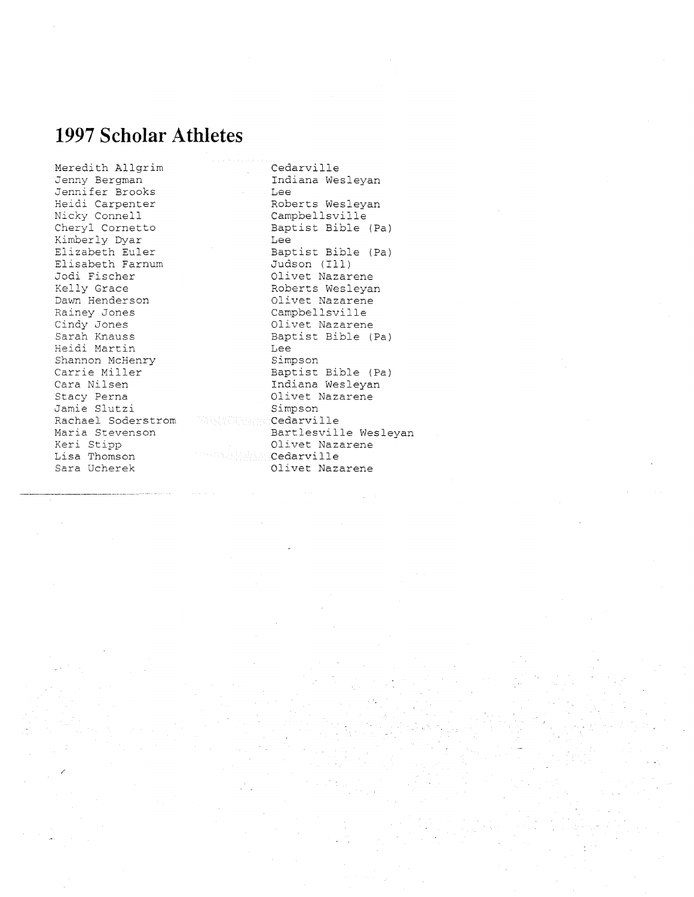# 1997 Scholar Athletes

| | |
|---|---|
| Meredith Allgrim | Cedarville |
| Jenny Bergman | Indiana Wesleyan |
| Jennifer Brooks | Lee |
| Heidi Carpenter | Roberts Wesleyan |
| Nicky Connell | Campbellsville |
| Cheryl Cornetto | Baptist Bible (Pa) |
| Kimberly Dyar | Lee |
| Elizabeth Euler | Baptist Bible (Pa) |
| Elisabeth Farnum | Judson (Ill) |
| Jodi Fischer | Olivet Nazarene |
| Kelly Grace | Roberts Wesleyan |
| Dawn Henderson | Olivet Nazarene |
| Rainey Jones | Campbellsville |
| Cindy Jones | Olivet Nazarene |
| Sarah Knauss | Baptist Bible (Pa) |
| Heidi Martin | Lee |
| Shannon McHenry | Simpson |
| Carrie Miller | Baptist Bible (Pa) |
| Cara Nilsen | Indiana Wesleyan |
| Stacy Perna | Olivet Nazarene |
| Jamie Slutzi | Simpson |
| Rachael Soderstrom | Cedarville |
| Maria Stevenson | Bartlesville Wesleyan |
| Keri Stipp | Olivet Nazarene |
| Lisa Thomson | Cedarville |
| Sara Ucherek | Olivet Nazarene |